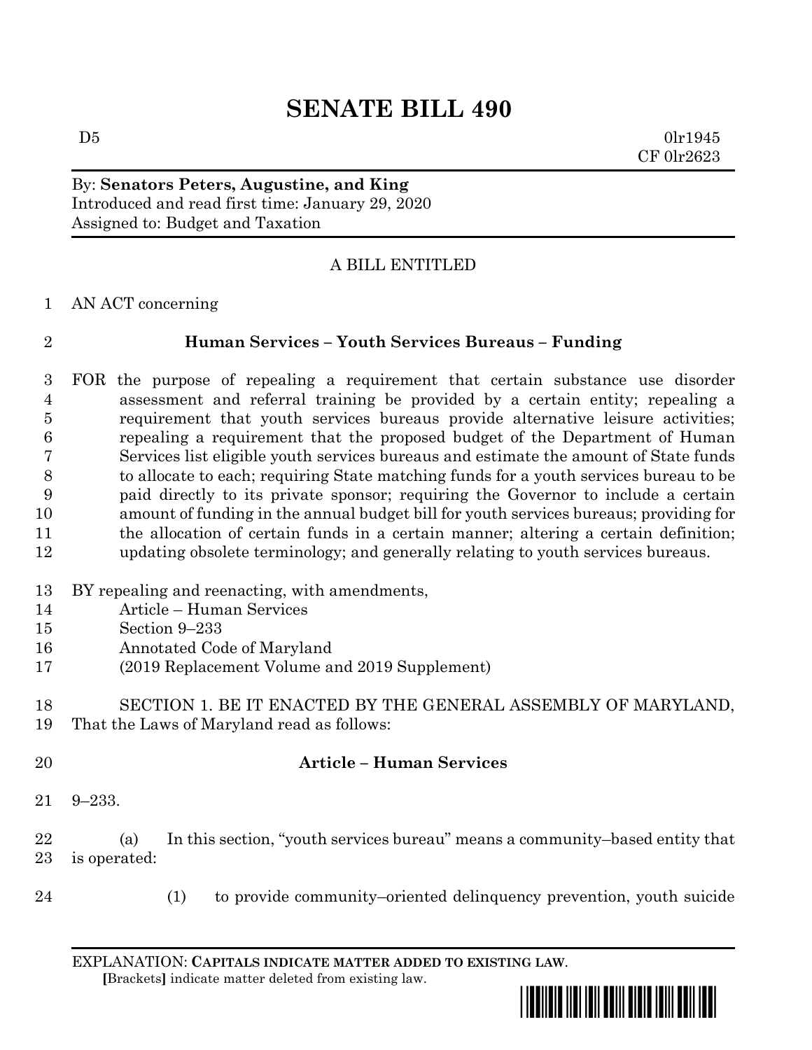# SENATE BILL 490

D5 0lr1945
CF 0lr2623

By: **Senators Peters, Augustine, and King**
Introduced and read first time: January 29, 2020
Assigned to: Budget and Taxation

A BILL ENTITLED

1 AN ACT concerning

2 **Human Services – Youth Services Bureaus – Funding**

3 FOR the purpose of repealing a requirement that certain substance use disorder
4 assessment and referral training be provided by a certain entity; repealing a
5 requirement that youth services bureaus provide alternative leisure activities;
6 repealing a requirement that the proposed budget of the Department of Human
7 Services list eligible youth services bureaus and estimate the amount of State funds
8 to allocate to each; requiring State matching funds for a youth services bureau to be
9 paid directly to its private sponsor; requiring the Governor to include a certain
10 amount of funding in the annual budget bill for youth services bureaus; providing for
11 the allocation of certain funds in a certain manner; altering a certain definition;
12 updating obsolete terminology; and generally relating to youth services bureaus.

13 BY repealing and reenacting, with amendments,
14 Article – Human Services
15 Section 9–233
16 Annotated Code of Maryland
17 (2019 Replacement Volume and 2019 Supplement)

18 SECTION 1. BE IT ENACTED BY THE GENERAL ASSEMBLY OF MARYLAND,
19 That the Laws of Maryland read as follows:

20 **Article – Human Services**

21 9–233.

22 (a) In this section, "youth services bureau" means a community–based entity that
23 is operated:

24 (1) to provide community–oriented delinquency prevention, youth suicide

EXPLANATION: **CAPITALS INDICATE MATTER ADDED TO EXISTING LAW.**
**[**Brackets**]** indicate matter deleted from existing law.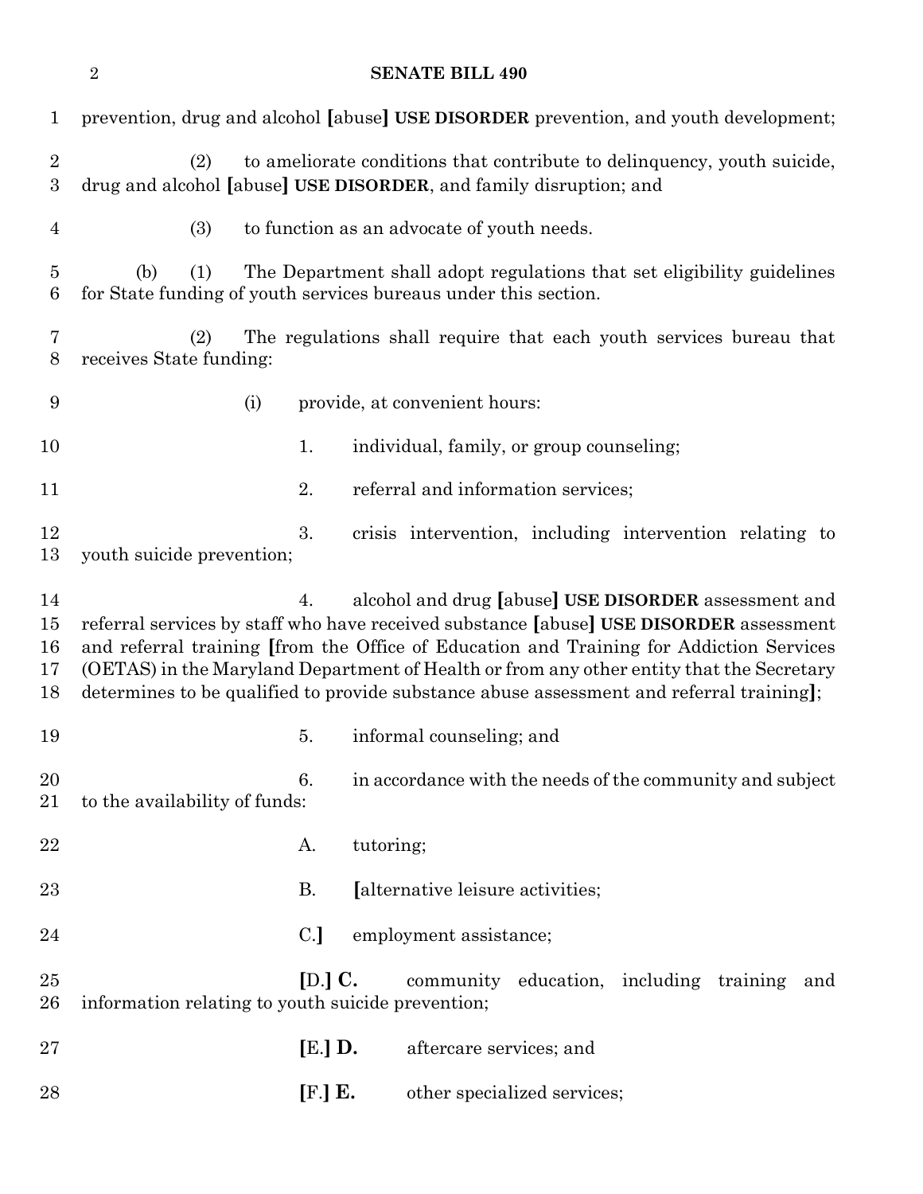prevention, drug and alcohol [abuse] **USE DISORDER** prevention, and youth development;

(2) to ameliorate conditions that contribute to delinquency, youth suicide, drug and alcohol [abuse] **USE DISORDER**, and family disruption; and

(3) to function as an advocate of youth needs.

(b) (1) The Department shall adopt regulations that set eligibility guidelines for State funding of youth services bureaus under this section.

(2) The regulations shall require that each youth services bureau that receives State funding:

(i) provide, at convenient hours:

1. individual, family, or group counseling;

2. referral and information services;

3. crisis intervention, including intervention relating to youth suicide prevention;

4. alcohol and drug [abuse] **USE DISORDER** assessment and referral services by staff who have received substance [abuse] **USE DISORDER** assessment and referral training [from the Office of Education and Training for Addiction Services (OETAS) in the Maryland Department of Health or from any other entity that the Secretary determines to be qualified to provide substance abuse assessment and referral training];

5. informal counseling; and

6. in accordance with the needs of the community and subject to the availability of funds:

A. tutoring;

B. [alternative leisure activities;

C.] employment assistance;

[D.] **C.** community education, including training and information relating to youth suicide prevention;

[E.] **D.** aftercare services; and

[F.] **E.** other specialized services;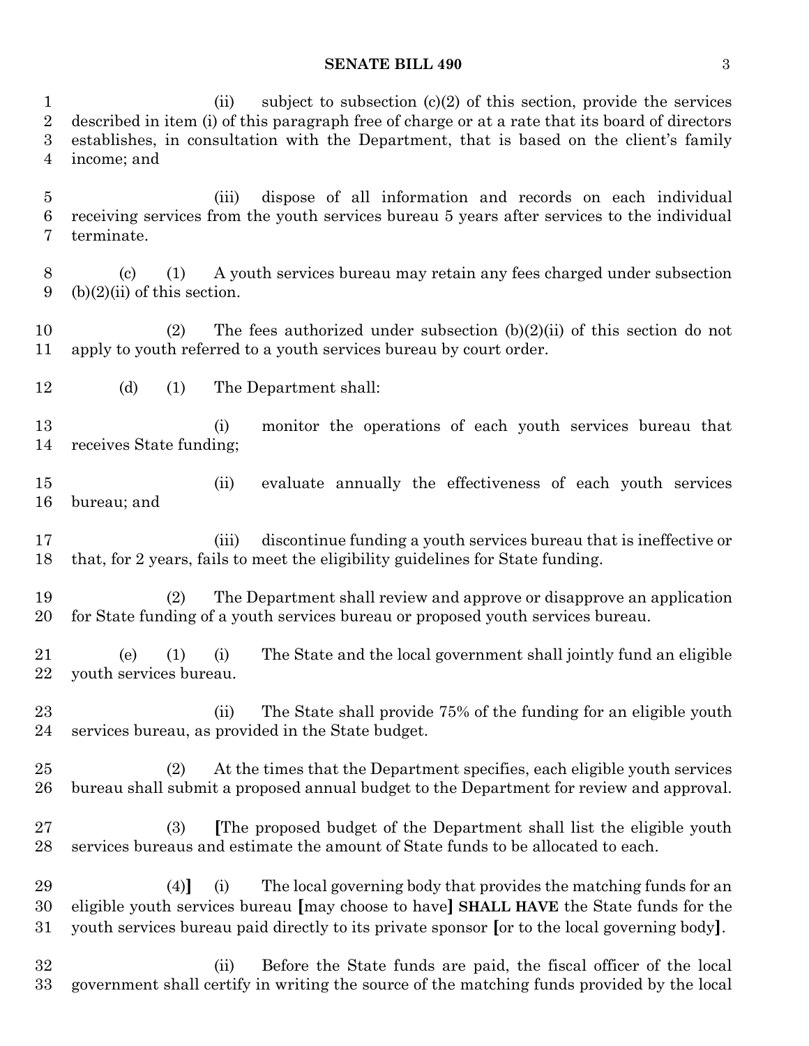(ii) subject to subsection (c)(2) of this section, provide the services described in item (i) of this paragraph free of charge or at a rate that its board of directors establishes, in consultation with the Department, that is based on the client's family income; and

(iii) dispose of all information and records on each individual receiving services from the youth services bureau 5 years after services to the individual terminate.

(c) (1) A youth services bureau may retain any fees charged under subsection (b)(2)(ii) of this section.

(2) The fees authorized under subsection (b)(2)(ii) of this section do not apply to youth referred to a youth services bureau by court order.

(d) (1) The Department shall:

(i) monitor the operations of each youth services bureau that receives State funding;

(ii) evaluate annually the effectiveness of each youth services bureau; and

(iii) discontinue funding a youth services bureau that is ineffective or that, for 2 years, fails to meet the eligibility guidelines for State funding.

(2) The Department shall review and approve or disapprove an application for State funding of a youth services bureau or proposed youth services bureau.

(e) (1) (i) The State and the local government shall jointly fund an eligible youth services bureau.

(ii) The State shall provide 75% of the funding for an eligible youth services bureau, as provided in the State budget.

(2) At the times that the Department specifies, each eligible youth services bureau shall submit a proposed annual budget to the Department for review and approval.

(3) [The proposed budget of the Department shall list the eligible youth services bureaus and estimate the amount of State funds to be allocated to each.

(4)] (i) The local governing body that provides the matching funds for an eligible youth services bureau [may choose to have] **SHALL HAVE** the State funds for the youth services bureau paid directly to its private sponsor [or to the local governing body].

(ii) Before the State funds are paid, the fiscal officer of the local government shall certify in writing the source of the matching funds provided by the local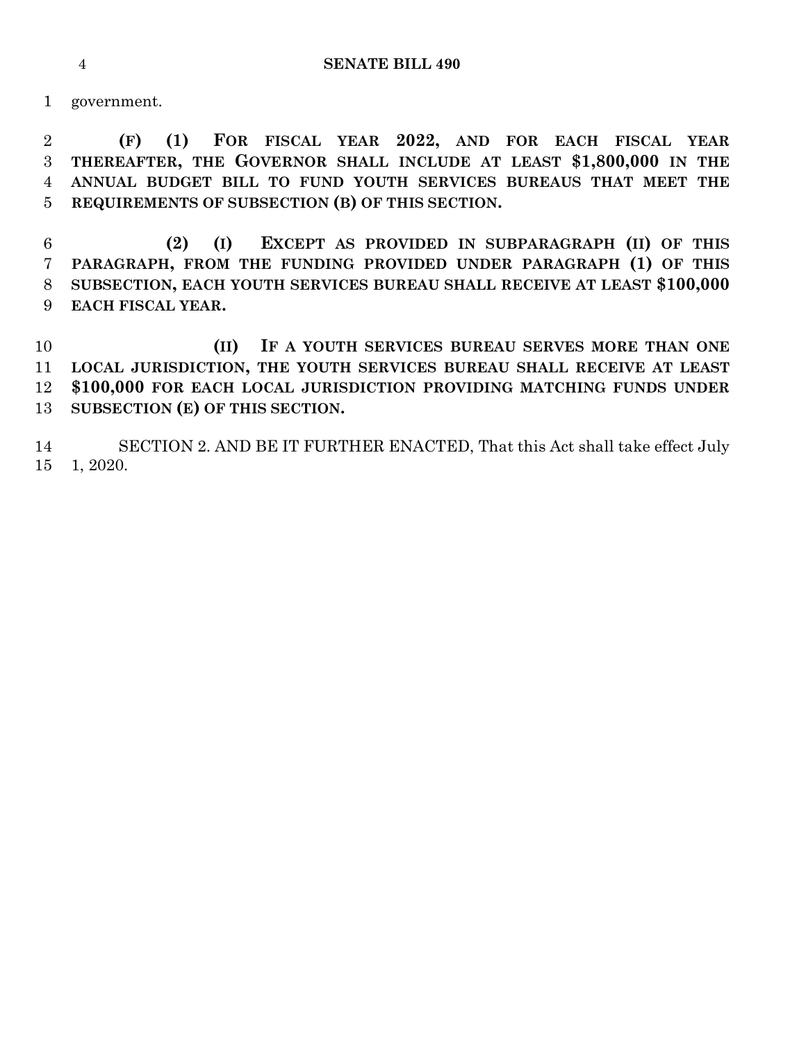government.

**(F) (1) FOR FISCAL YEAR 2022, AND FOR EACH FISCAL YEAR THEREAFTER, THE GOVERNOR SHALL INCLUDE AT LEAST $1,800,000 IN THE ANNUAL BUDGET BILL TO FUND YOUTH SERVICES BUREAUS THAT MEET THE REQUIREMENTS OF SUBSECTION (B) OF THIS SECTION.**

**(2) (I) EXCEPT AS PROVIDED IN SUBPARAGRAPH (II) OF THIS PARAGRAPH, FROM THE FUNDING PROVIDED UNDER PARAGRAPH (1) OF THIS SUBSECTION, EACH YOUTH SERVICES BUREAU SHALL RECEIVE AT LEAST $100,000 EACH FISCAL YEAR.**

**(II) IF A YOUTH SERVICES BUREAU SERVES MORE THAN ONE LOCAL JURISDICTION, THE YOUTH SERVICES BUREAU SHALL RECEIVE AT LEAST $100,000 FOR EACH LOCAL JURISDICTION PROVIDING MATCHING FUNDS UNDER SUBSECTION (E) OF THIS SECTION.**

SECTION 2. AND BE IT FURTHER ENACTED, That this Act shall take effect July 1, 2020.